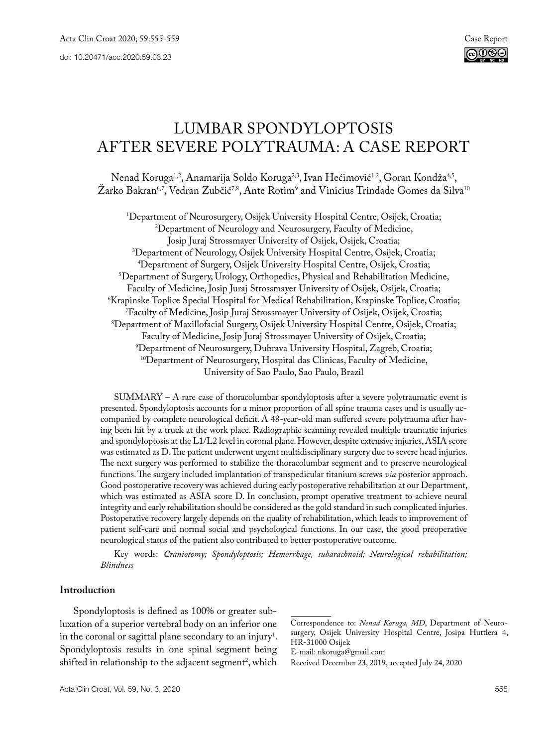Case Report

doi: 10.20471/acc.2020.59.03.23

# LUMBAR SPONDYLOPTOSIS AFTER SEVERE POLYTRAUMA: A CASE REPORT

Nenad Koruga[1,2], Anamarija Soldo Koruga[2,3], Ivan Hećimović[1,2], Goran Kondža[4,5], Žarko Bakran[6,7], Vedran Zubčić[7,8], Ante Rotim[9] and Vinicius Trindade Gomes da Silva[10]

[1]Department of Neurosurgery, Osijek University Hospital Centre, Osijek, Croatia;
[2]Department of Neurology and Neurosurgery, Faculty of Medicine, Josip Juraj Strossmayer University of Osijek, Osijek, Croatia;
[3]Department of Neurology, Osijek University Hospital Centre, Osijek, Croatia;
[4]Department of Surgery, Osijek University Hospital Centre, Osijek, Croatia;
[5]Department of Surgery, Urology, Orthopedics, Physical and Rehabilitation Medicine, Faculty of Medicine, Josip Juraj Strossmayer University of Osijek, Osijek, Croatia;
[6]Krapinske Toplice Special Hospital for Medical Rehabilitation, Krapinske Toplice, Croatia;
[7]Faculty of Medicine, Josip Juraj Strossmayer University of Osijek, Osijek, Croatia;
[8]Department of Maxillofacial Surgery, Osijek University Hospital Centre, Osijek, Croatia; Faculty of Medicine, Josip Juraj Strossmayer University of Osijek, Croatia;
[9]Department of Neurosurgery, Dubrava University Hospital, Zagreb, Croatia;
[10]Department of Neurosurgery, Hospital das Clinicas, Faculty of Medicine, University of Sao Paulo, Sao Paulo, Brazil

SUMMARY – A rare case of thoracolumbar spondyloptosis after a severe polytraumatic event is presented. Spondyloptosis accounts for a minor proportion of all spine trauma cases and is usually accompanied by complete neurological deficit. A 48-year-old man suffered severe polytrauma after having been hit by a truck at the work place. Radiographic scanning revealed multiple traumatic injuries and spondyloptosis at the L1/L2 level in coronal plane. However, despite extensive injuries, ASIA score was estimated as D. The patient underwent urgent multidisciplinary surgery due to severe head injuries. The next surgery was performed to stabilize the thoracolumbar segment and to preserve neurological functions. The surgery included implantation of transpedicular titanium screws *via* posterior approach. Good postoperative recovery was achieved during early postoperative rehabilitation at our Department, which was estimated as ASIA score D. In conclusion, prompt operative treatment to achieve neural integrity and early rehabilitation should be considered as the gold standard in such complicated injuries. Postoperative recovery largely depends on the quality of rehabilitation, which leads to improvement of patient self-care and normal social and psychological functions. In our case, the good preoperative neurological status of the patient also contributed to better postoperative outcome.

Key words: *Craniotomy; Spondyloptosis; Hemorrhage, subarachnoid; Neurological rehabilitation; Blindness*

## Introduction

Spondyloptosis is defined as 100% or greater subluxation of a superior vertebral body on an inferior one in the coronal or sagittal plane secondary to an injury[1]. Spondyloptosis results in one spinal segment being shifted in relationship to the adjacent segment[2], which

---

Correspondence to: *Nenad Koruga, MD*, Department of Neurosurgery, Osijek University Hospital Centre, Josipa Huttlera 4, HR-31000 Osijek
E-mail: nkoruga@gmail.com
Received December 23, 2019, accepted July 24, 2020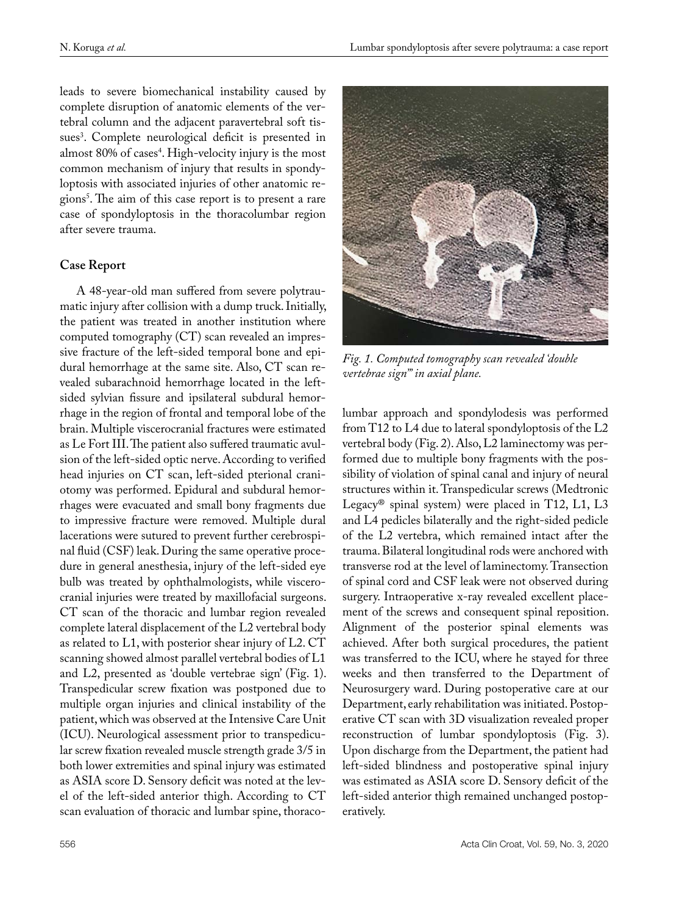leads to severe biomechanical instability caused by complete disruption of anatomic elements of the vertebral column and the adjacent paravertebral soft tissues[3]. Complete neurological deficit is presented in almost 80% of cases[4]. High-velocity injury is the most common mechanism of injury that results in spondyloptosis with associated injuries of other anatomic regions[5]. The aim of this case report is to present a rare case of spondyloptosis in the thoracolumbar region after severe trauma.

## Case Report

A 48-year-old man suffered from severe polytraumatic injury after collision with a dump truck. Initially, the patient was treated in another institution where computed tomography (CT) scan revealed an impressive fracture of the left-sided temporal bone and epidural hemorrhage at the same site. Also, CT scan revealed subarachnoid hemorrhage located in the left-sided sylvian fissure and ipsilateral subdural hemorrhage in the region of frontal and temporal lobe of the brain. Multiple viscerocranial fractures were estimated as Le Fort III. The patient also suffered traumatic avulsion of the left-sided optic nerve. According to verified head injuries on CT scan, left-sided pterional craniotomy was performed. Epidural and subdural hemorrhages were evacuated and small bony fragments due to impressive fracture were removed. Multiple dural lacerations were sutured to prevent further cerebrospinal fluid (CSF) leak. During the same operative procedure in general anesthesia, injury of the left-sided eye bulb was treated by ophthalmologists, while viscerocranial injuries were treated by maxillofacial surgeons. CT scan of the thoracic and lumbar region revealed complete lateral displacement of the L2 vertebral body as related to L1, with posterior shear injury of L2. CT scanning showed almost parallel vertebral bodies of L1 and L2, presented as 'double vertebrae sign' (Fig. 1). Transpedicular screw fixation was postponed due to multiple organ injuries and clinical instability of the patient, which was observed at the Intensive Care Unit (ICU). Neurological assessment prior to transpedicular screw fixation revealed muscle strength grade 3/5 in both lower extremities and spinal injury was estimated as ASIA score D. Sensory deficit was noted at the level of the left-sided anterior thigh. According to CT scan evaluation of thoracic and lumbar spine, thoracolumbar approach and spondylodesis was performed from T12 to L4 due to lateral spondyloptosis of the L2 vertebral body (Fig. 2). Also, L2 laminectomy was performed due to multiple bony fragments with the possibility of violation of spinal canal and injury of neural structures within it. Transpedicular screws (Medtronic Legacy® spinal system) were placed in T12, L1, L3 and L4 pedicles bilaterally and the right-sided pedicle of the L2 vertebra, which remained intact after the trauma. Bilateral longitudinal rods were anchored with transverse rod at the level of laminectomy. Transection of spinal cord and CSF leak were not observed during surgery. Intraoperative x-ray revealed excellent placement of the screws and consequent spinal reposition. Alignment of the posterior spinal elements was achieved. After both surgical procedures, the patient was transferred to the ICU, where he stayed for three weeks and then transferred to the Department of Neurosurgery ward. During postoperative care at our Department, early rehabilitation was initiated. Postoperative CT scan with 3D visualization revealed proper reconstruction of lumbar spondyloptosis (Fig. 3). Upon discharge from the Department, the patient had left-sided blindness and postoperative spinal injury was estimated as ASIA score D. Sensory deficit of the left-sided anterior thigh remained unchanged postoperatively.

*Fig. 1. Computed tomography scan revealed 'double vertebrae sign'" in axial plane.*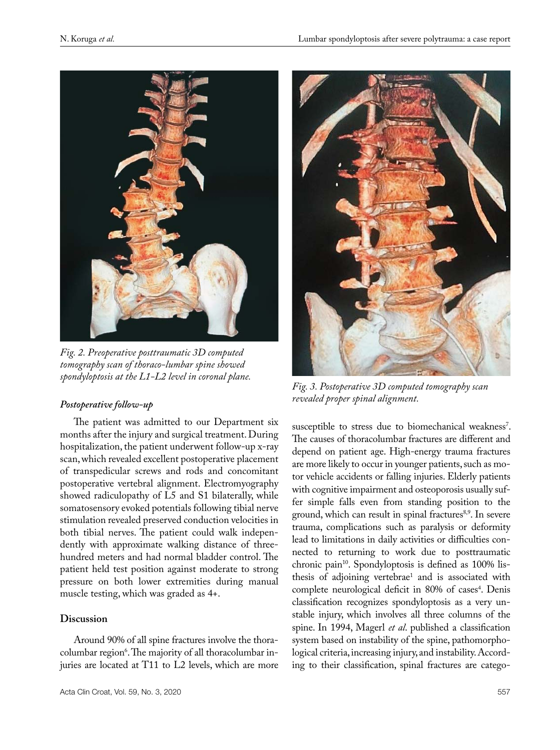*Fig. 2. Preoperative posttraumatic 3D computed tomography scan of thoraco-lumbar spine showed spondyloptosis at the L1-L2 level in coronal plane.*

*Fig. 3. Postoperative 3D computed tomography scan revealed proper spinal alignment.*

### *Postoperative follow-up*

The patient was admitted to our Department six months after the injury and surgical treatment. During hospitalization, the patient underwent follow-up x-ray scan, which revealed excellent postoperative placement of transpedicular screws and rods and concomitant postoperative vertebral alignment. Electromyography showed radiculopathy of L5 and S1 bilaterally, while somatosensory evoked potentials following tibial nerve stimulation revealed preserved conduction velocities in both tibial nerves. The patient could walk independently with approximate walking distance of three-hundred meters and had normal bladder control. The patient held test position against moderate to strong pressure on both lower extremities during manual muscle testing, which was graded as 4+.

## Discussion

Around 90% of all spine fractures involve the thoracolumbar region[6]. The majority of all thoracolumbar injuries are located at T11 to L2 levels, which are more susceptible to stress due to biomechanical weakness[7]. The causes of thoracolumbar fractures are different and depend on patient age. High-energy trauma fractures are more likely to occur in younger patients, such as motor vehicle accidents or falling injuries. Elderly patients with cognitive impairment and osteoporosis usually suffer simple falls even from standing position to the ground, which can result in spinal fractures[8,9]. In severe trauma, complications such as paralysis or deformity lead to limitations in daily activities or difficulties connected to returning to work due to posttraumatic chronic pain[10]. Spondyloptosis is defined as 100% listhesis of adjoining vertebrae[1] and is associated with complete neurological deficit in 80% of cases[4]. Denis classification recognizes spondyloptosis as a very unstable injury, which involves all three columns of the spine. In 1994, Magerl *et al*. published a classification system based on instability of the spine, pathomorphological criteria, increasing injury, and instability. According to their classification, spinal fractures are catego-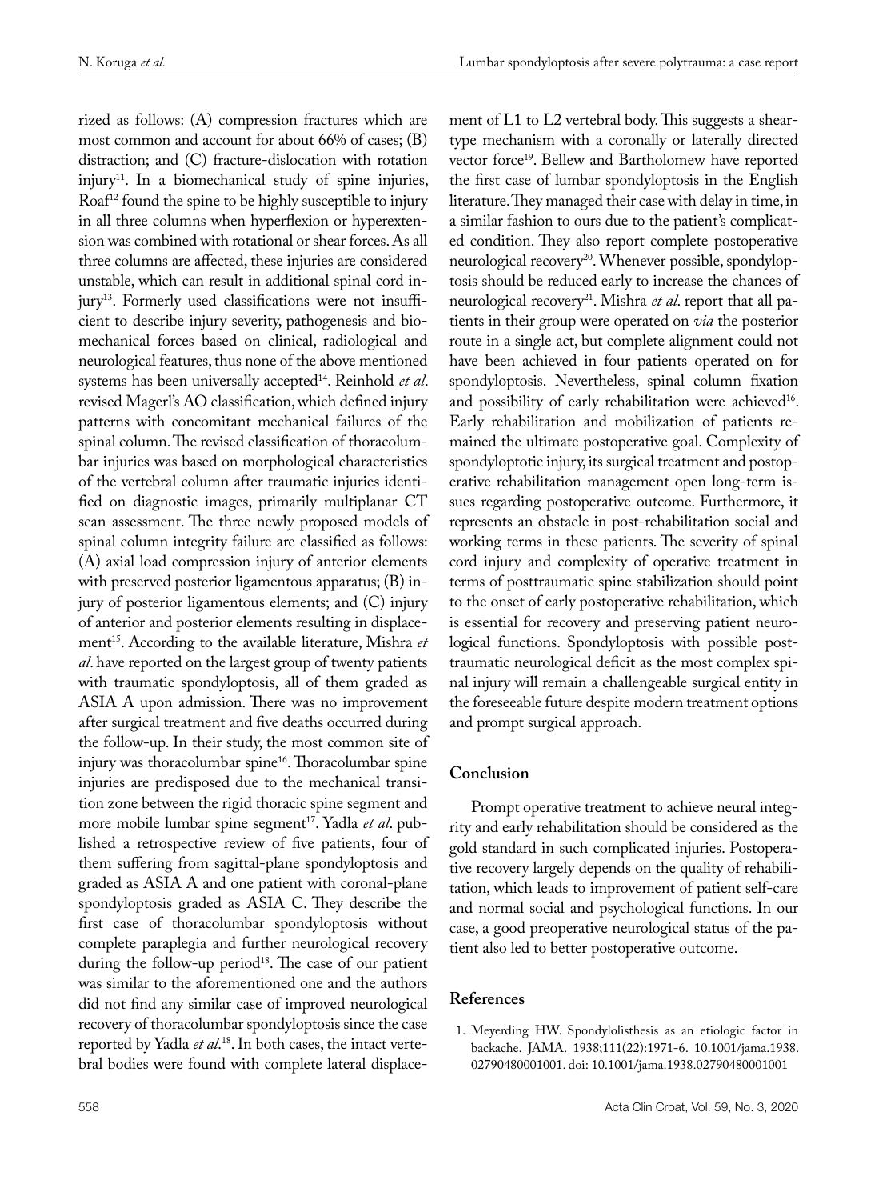rized as follows: (A) compression fractures which are most common and account for about 66% of cases; (B) distraction; and (C) fracture-dislocation with rotation injury[11]. In a biomechanical study of spine injuries, Roaf[12] found the spine to be highly susceptible to injury in all three columns when hyperflexion or hyperextension was combined with rotational or shear forces. As all three columns are affected, these injuries are considered unstable, which can result in additional spinal cord injury[13]. Formerly used classifications were not insufficient to describe injury severity, pathogenesis and biomechanical forces based on clinical, radiological and neurological features, thus none of the above mentioned systems has been universally accepted[14]. Reinhold *et al*. revised Magerl's AO classification, which defined injury patterns with concomitant mechanical failures of the spinal column. The revised classification of thoracolumbar injuries was based on morphological characteristics of the vertebral column after traumatic injuries identified on diagnostic images, primarily multiplanar CT scan assessment. The three newly proposed models of spinal column integrity failure are classified as follows: (A) axial load compression injury of anterior elements with preserved posterior ligamentous apparatus; (B) injury of posterior ligamentous elements; and (C) injury of anterior and posterior elements resulting in displacement[15]. According to the available literature, Mishra *et al*. have reported on the largest group of twenty patients with traumatic spondyloptosis, all of them graded as ASIA A upon admission. There was no improvement after surgical treatment and five deaths occurred during the follow-up. In their study, the most common site of injury was thoracolumbar spine[16]. Thoracolumbar spine injuries are predisposed due to the mechanical transition zone between the rigid thoracic spine segment and more mobile lumbar spine segment[17]. Yadla *et al*. published a retrospective review of five patients, four of them suffering from sagittal-plane spondyloptosis and graded as ASIA A and one patient with coronal-plane spondyloptosis graded as ASIA C. They describe the first case of thoracolumbar spondyloptosis without complete paraplegia and further neurological recovery during the follow-up period[18]. The case of our patient was similar to the aforementioned one and the authors did not find any similar case of improved neurological recovery of thoracolumbar spondyloptosis since the case reported by Yadla *et al*.[18]. In both cases, the intact vertebral bodies were found with complete lateral displacement of L1 to L2 vertebral body. This suggests a shear-type mechanism with a coronally or laterally directed vector force[19]. Bellew and Bartholomew have reported the first case of lumbar spondyloptosis in the English literature. They managed their case with delay in time, in a similar fashion to ours due to the patient's complicated condition. They also report complete postoperative neurological recovery[20]. Whenever possible, spondyloptosis should be reduced early to increase the chances of neurological recovery[21]. Mishra *et al*. report that all patients in their group were operated on *via* the posterior route in a single act, but complete alignment could not have been achieved in four patients operated on for spondyloptosis. Nevertheless, spinal column fixation and possibility of early rehabilitation were achieved[16]. Early rehabilitation and mobilization of patients remained the ultimate postoperative goal. Complexity of spondyloptotic injury, its surgical treatment and postoperative rehabilitation management open long-term issues regarding postoperative outcome. Furthermore, it represents an obstacle in post-rehabilitation social and working terms in these patients. The severity of spinal cord injury and complexity of operative treatment in terms of posttraumatic spine stabilization should point to the onset of early postoperative rehabilitation, which is essential for recovery and preserving patient neurological functions. Spondyloptosis with possible posttraumatic neurological deficit as the most complex spinal injury will remain a challengeable surgical entity in the foreseeable future despite modern treatment options and prompt surgical approach.

## Conclusion

Prompt operative treatment to achieve neural integrity and early rehabilitation should be considered as the gold standard in such complicated injuries. Postoperative recovery largely depends on the quality of rehabilitation, which leads to improvement of patient self-care and normal social and psychological functions. In our case, a good preoperative neurological status of the patient also led to better postoperative outcome.

## References

1. Meyerding HW. Spondylolisthesis as an etiologic factor in backache. JAMA. 1938;111(22):1971-6. 10.1001/jama.1938.02790480001001. doi: 10.1001/jama.1938.02790480001001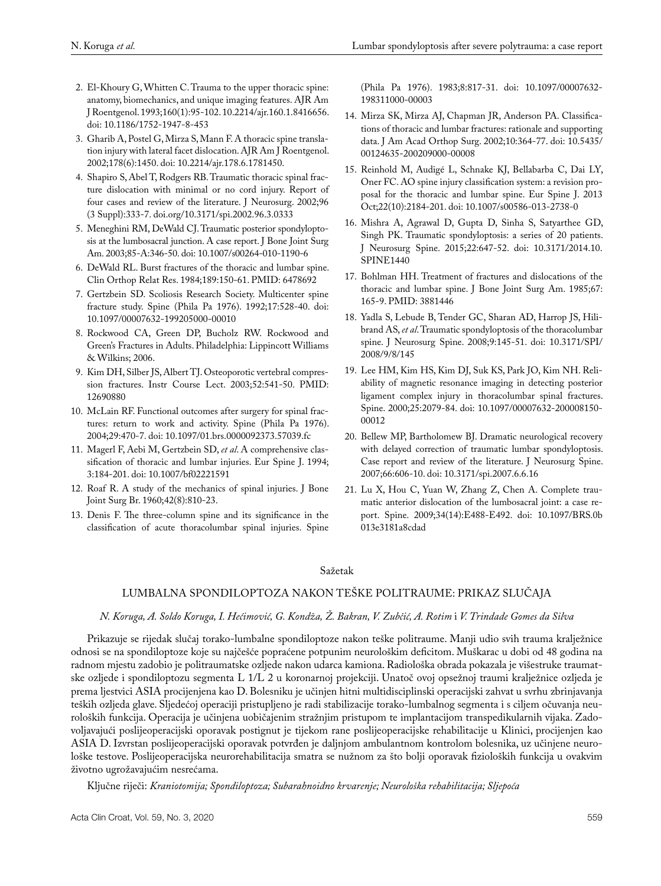2. El-Khoury G, Whitten C. Trauma to the upper thoracic spine: anatomy, biomechanics, and unique imaging features. AJR Am J Roentgenol. 1993;160(1):95-102. 10.2214/ajr.160.1.8416656. doi: 10.1186/1752-1947-8-453
3. Gharib A, Postel G, Mirza S, Mann F. A thoracic spine translation injury with lateral facet dislocation. AJR Am J Roentgenol. 2002;178(6):1450. doi: 10.2214/ajr.178.6.1781450.
4. Shapiro S, Abel T, Rodgers RB. Traumatic thoracic spinal fracture dislocation with minimal or no cord injury. Report of four cases and review of the literature. J Neurosurg. 2002;96 (3 Suppl):333-7. doi.org/10.3171/spi.2002.96.3.0333
5. Meneghini RM, DeWald CJ. Traumatic posterior spondyloptosis at the lumbosacral junction. A case report. J Bone Joint Surg Am. 2003;85-A:346-50. doi: 10.1007/s00264-010-1190-6
6. DeWald RL. Burst fractures of the thoracic and lumbar spine. Clin Orthop Relat Res. 1984;189:150-61. PMID: 6478692
7. Gertzbein SD. Scoliosis Research Society. Multicenter spine fracture study. Spine (Phila Pa 1976). 1992;17:528-40. doi: 10.1097/00007632-199205000-00010
8. Rockwood CA, Green DP, Bucholz RW. Rockwood and Green's Fractures in Adults. Philadelphia: Lippincott Williams & Wilkins; 2006.
9. Kim DH, Silber JS, Albert TJ. Osteoporotic vertebral compression fractures. Instr Course Lect. 2003;52:541-50. PMID: 12690880
10. McLain RF. Functional outcomes after surgery for spinal fractures: return to work and activity. Spine (Phila Pa 1976). 2004;29:470-7. doi: 10.1097/01.brs.0000092373.57039.fc
11. Magerl F, Aebi M, Gertzbein SD, *et al*. A comprehensive classification of thoracic and lumbar injuries. Eur Spine J. 1994; 3:184-201. doi: 10.1007/bf02221591
12. Roaf R. A study of the mechanics of spinal injuries. J Bone Joint Surg Br. 1960;42(8):810-23.
13. Denis F. The three-column spine and its significance in the classification of acute thoracolumbar spinal injuries. Spine (Phila Pa 1976). 1983;8:817-31. doi: 10.1097/00007632-198311000-00003
14. Mirza SK, Mirza AJ, Chapman JR, Anderson PA. Classifications of thoracic and lumbar fractures: rationale and supporting data. J Am Acad Orthop Surg. 2002;10:364-77. doi: 10.5435/00124635-200209000-00008
15. Reinhold M, Audigé L, Schnake KJ, Bellabarba C, Dai LY, Oner FC. AO spine injury classification system: a revision proposal for the thoracic and lumbar spine. Eur Spine J. 2013 Oct;22(10):2184-201. doi: 10.1007/s00586-013-2738-0
16. Mishra A, Agrawal D, Gupta D, Sinha S, Satyarthee GD, Singh PK. Traumatic spondyloptosis: a series of 20 patients. J Neurosurg Spine. 2015;22:647-52. doi: 10.3171/2014.10.SPINE1440
17. Bohlman HH. Treatment of fractures and dislocations of the thoracic and lumbar spine. J Bone Joint Surg Am. 1985;67: 165-9. PMID: 3881446
18. Yadla S, Lebude B, Tender GC, Sharan AD, Harrop JS, Hilibrand AS, *et al*. Traumatic spondyloptosis of the thoracolumbar spine. J Neurosurg Spine. 2008;9:145-51. doi: 10.3171/SPI/2008/9/8/145
19. Lee HM, Kim HS, Kim DJ, Suk KS, Park JO, Kim NH. Reliability of magnetic resonance imaging in detecting posterior ligament complex injury in thoracolumbar spinal fractures. Spine. 2000;25:2079-84. doi: 10.1097/00007632-200008150-00012
20. Bellew MP, Bartholomew BJ. Dramatic neurological recovery with delayed correction of traumatic lumbar spondyloptosis. Case report and review of the literature. J Neurosurg Spine. 2007;66:606-10. doi: 10.3171/spi.2007.6.6.16
21. Lu X, Hou C, Yuan W, Zhang Z, Chen A. Complete traumatic anterior dislocation of the lumbosacral joint: a case report. Spine. 2009;34(14):E488-E492. doi: 10.1097/BRS.0b013e3181a8cdad

## Sažetak

### LUMBALNA SPONDILOPTOZA NAKON TEŠKE POLITRAUME: PRIKAZ SLUČAJA

*N. Koruga, A. Soldo Koruga, I. Hećimović, G. Kondža, Ž. Bakran, V. Zubčić, A. Rotim* i *V. Trindade Gomes da Silva*

Prikazuje se rijedak slučaj torako-lumbalne spondiloptoze nakon teške politraume. Manji udio svih trauma kralježnice odnosi se na spondiloptoze koje su najčešće popraćene potpunim neurološkim deficitom. Muškarac u dobi od 48 godina na radnom mjestu zadobio je politraumatske ozljede nakon udarca kamiona. Radiološka obrada pokazala je višestruke traumatske ozljede i spondiloptozu segmenta L 1/L 2 u koronarnoj projekciji. Unatoč ovoj opsežnoj traumi kralježnice ozljeda je prema ljestvici ASIA procijenjena kao D. Bolesniku je učinjen hitni multidisciplinski operacijski zahvat u svrhu zbrinjavanja teških ozljeda glave. Sljedećoj operaciji pristupljeno je radi stabilizacije torako-lumbalnog segmenta i s ciljem očuvanja neuroloških funkcija. Operacija je učinjena uobičajenim stražnjim pristupom te implantacijom transpedikularnih vijaka. Zadovoljavajući poslijeoperacijski oporavak postignut je tijekom rane poslijeoperacijske rehabilitacije u Klinici, procijenjen kao ASIA D. Izvrstan poslijeoperacijski oporavak potvrđen je daljnjom ambulantnom kontrolom bolesnika, uz učinjene neurološke testove. Poslijeoperacijska neurorehabilitacija smatra se nužnom za što bolji oporavak fizioloških funkcija u ovakvim životno ugrožavajućim nesrećama.

Ključne riječi: *Kraniotomija; Spondiloptoza; Subarahnoidno krvarenje; Neurološka rehabilitacija; Sljepoća*